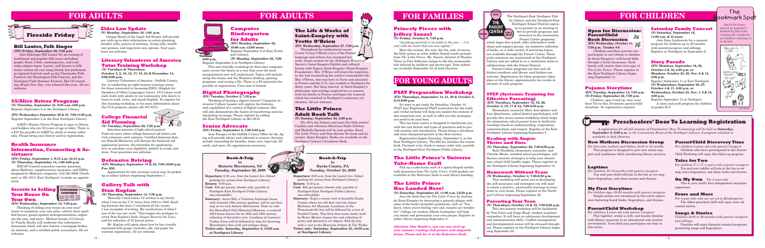# FOR ADULTS

## Fireside Friday

### Bill Lauter, Folk Singer

**(EN) Friday, September 22, 7:30 p.m.**

Join folksinger Bill Lauter for an evening of traditional and popular folk music including gospel, blues, Celtic, contemporary, and even some calypso tunes. Lauter, well known in folk music venues all over Long Island, has performed in regional festivals such as the Clearwater Folk Festival, the Huntington Folk Festival, and the Northport Park Summer Festival. His CD recording, *Bright New Day*, was released this year. All are welcome.

## 55/Alive Driver Program

**(N) Thursday, September 21, 9:30 a.m.-4:00 p.m.**
Register September 8 at the Northport Library.

**(EN) Wednesdays, September 20 & 27, 7:00-11:00 p.m.**
Register September 2 at the East Northport Library.

AARP's Mature Driver Program is open to library card holders who are 50 years of age or older. There is a $10 fee payable to AARP by check or money order only. Please bring your library card to registration.

## Health Insurance Information, Counseling & Assistance

**(EN) Friday, September 1, 9:15 a.m.-12:15 p.m.**
**(N) Thursday, September 14, 1:00-4:00 p.m.**

HIICAP-trained counselors answer questions about Medicare, supplementary insurance, and HMOs designed for Medicare recipients. Call 261-6930 (Northport) or 261-2313 (East Northport) to make an appointment.

## Secrets to Selling Your House On Your Own

**(EN) Wednesday, September 13, 7:30 p.m.**

Thinking of selling your house on your own? Learn to maximize your sale price, attract more qualified buyers, guard against misrepresentation, negotiate the sale, and more. Michael Azzato of Century 21 Family Realty will moderate this informative discussion which will also feature a mortgage broker, an attorney, and a certified public accountant. All are welcome.

## Elder Law Update

**(N) Monday, September 18, 1:00 p.m.**

George Roach of the Legal Aid Society will provide you with up-to-date information on estate planning, durable wills, powers of attorney, living wills, health care proxies, and long-term care options. Your questions are welcome.

## Literacy Volunteers of America Tutor Training Workshop

**(N) Tuesdays & Thursdays: October 3, 5, 10, 12, 17, 19, 24 & November 14, 6:00-9:00 p.m.**

Literacy Volunteers of America—Suffolk County, Inc. is conducting an eight-session training course for those interested in becoming ESOL (English for Speakers of Other Languages) tutors. LVA tutors work each week with adults in our community who desire to learn to read, write, and speak English. To register for this training workshop, or for more information about the LVA program, please call 547-6731.

## College Financial Aid Planning

**(N) Tuesday, September 26, 7:30 p.m.**

Attention parents of high school juniors! Find out more about college financial aid before you visit campuses next summer. Certified financial planner Ronald McGarvey will discuss the financial aid application process, the timetable for application, how to calculate your eligibility, pitfalls to avoid, and more. Your questions are welcome.

## Defensive Driving

**(EN) Mondays, September 18 & 25, 7:00-10:00 p.m. Fee: $30**

Applications for this six-hour course may be picked up at either Library beginning September 1.

## Gallery Talk with Stan Kaplan

**(N) Thursday, September 14, 7:30 p.m.**

"Recently I read letters I'd written to my family when I was in the U.S. Army from 1944 to 1946. Reading between the lines, I visualized all the events I was incapable of writing. My recollections of what I saw of the war are vivid." Thus begins the prologue to artist Stan Kaplan's book, *Images Between the Lines*, and his collection of 31 linocut prints.

Mr. Kaplan will speak about how he has visually expressed with gouge, linoleum, ink, and paper his wartime experiences. All are welcome.

## Computer Kindergarten for Adults

**(EN) Monday, September 25, 10:00 a.m.-12:00 noon**
Register September 9 at East Northport Library.

**(N) Monday, September 25, 7:00-9:00 p.m.**
Register September 2 at Northport Library.

This user-friendly workshop for first-time computer users covers the basics in a way that even the most inexperienced user will understand. Topics will include using the mouse and the Windows desktop, opening programs, and saving a file. There is a $5 materials fee, payable at registration. Class size is limited.

## Digital Photography

**(EN) Tuesday, October 2, 7:30 p.m.**

Thinking of buying a digital camera? Computer instructor Colleen Lussier will explain the features and capabilities of a variety of digital cameras. She will also demonstrate the basics of transferring and manipulating an image. Please register by calling the East Northport Library at 261-2313.

## Senior Advocate

**(EN) Friday, September 8, 1:00-3:00 p.m.**

Joan Haugen of the Suffolk County Office for the Aging will provide advice and referrals to seniors. Services include counseling for benefits, home care, legal aid, ID cards, and more. No appointment necessary.

## The Life & Works of Saint-Exupéry with Yvette O'Brien

**(EN) Wednesday, September 27, 7:30 p.m.**

Throughout her professional career Yvette Carino O'Brien's love of the French language and culture has energized her work. Guest curator for the Northport Historical Society's Saint-Exupéry Exhibit and cultural liaison with Espace Saint-Exupéry (Saint-Exupéry Foundation), Mrs. O'Brien will share the experiences she had researching the author's remarkable life. Mrs. O'Brien, who was born in Paris and educated in France and the U.S., has resided in Northport for thirty years. Her deep interest in Saint-Exupéry's philosophy and writings inspired her to connect with his family in France and begin the research which has resulted in Northport's centenary celebration. All are welcome.

## The Little Prince Adult Book Talk

**(N) Sunday, September 24, 2:00 p.m.**

Fly off to the Sahara and meet the little prince! Cuplicate and reference librarians Dodie Gillman and Michelle Epstein will be your guides. Read *The Little Prince* and then discuss the book and its creator, Saint-Exupéry. Books are available at the Northport Library Circulation Desk.

### Book-A-Trip to Historic Morristown, NJ

**Tuesday, September 26, 2000**

**Departure:** 8:30 a.m. from the Laurel Ave. School parking lot (across from Northport Library)
**Return:** 6:00 p.m.
**Cost:** $59 per person (checks only; payable to Northport-East Northport Public Library; non-refundable)
**Itinerary:** Acorn Hill, a Victorian Italianate house with restored 19th century gardens, will be our first stop as we visit historic Morristown. Next we visit the Macculloch Hall Historical Museum, a restored 1810 home known for its 18th and 19th century collection of decorative arts. Luncheon at Larison's Turkey Farm will be followed by time for browsing Morristown's fine craft and antique shops.
**Ticket sale: Saturday, September 2, 10:30 a.m. at Northport Library**

### Book-A-Trip to Bucks County, PA

**Tuesday, October 24, 2000**

**Departure:** 8:00 a.m. from the Laurel Ave. School parking lot (across from Northport Library)
**Return:** 6:30 p.m.
**Cost:** $55 per person (checks only; payable to Northport-East Northport Public Library; non-refundable)
**Itinerary:** Enjoy a scenic visit to beautiful Bucks County where we will first visit the James Michener Art Museum. Luncheon at the Plumsteadville Inn will be followed by a tour of Fonthill Castle. This forty-four-room castle, built by Henry Mercer, houses his vast collection of prints and decorative art objects. End the day with a visit to the Moravian Pottery & Tile Works.
**Ticket sale: Saturday, September 23, 10:30 a.m. at Northport Library**

# FOR FAMILIES

## Princely Pieces with Jeffrey Sanzel

**(N) Friday, October 6, 7:30 p.m.**

*"Anything essential is invisible to the eyes — it is only with his heart that one sees rightly."*

Meet the aviator, the rose, the fox, and, of course, the little prince as actor Jeffrey Sanzel reads excerpts from *The Little Prince*. Mr. Sanzel, director of Theatre Three in Port Jefferson, brings to life this memorable tale beloved by children and grown-ups! Free tickets are available September 23 at both libraries.

# FOR YOUNG ADULTS

## PSAT Preparation Workshop

**(EN) Thursdays, September 14, 21, 28 & October 5, 6:15-9:00 p.m.**

It's time to get ready for Saturday, October 14 . . . PSAT day! Experienced PSAT instructors for the math and verbal sections will help you master the content of this important test, as well as offer you the strategies you need to do your best.

This ten-hour course is designed to familiarize you with the test format and types of questions and to provide practice test simulations. Please bring a calculator and some sharpened pencils to the first session.

Registration begins Saturday, September 2, at the East Northport Library. The $50 fee includes the course book. Payment is by check or money order only, payable to the Northport-East Northport Public Library.

## The Little Prince's Universe Take-Home Craft

Pick up a take-home craft of a spiral-shaped mobile with characters from *The Little Prince*. Craft packets are available at the Reference Desk in each library building.

## The Little Prince Has Landed Here!

**(N) Saturday, September 23, 11:00 a.m.-12:30 p.m.**

Join the festivities for *The Little Prince* by Antoine de Saint-Exupéry by decorating a principal plaque with some of the book's beautiful quotations, such as "You know, when you're feeling very sad, sunsets are wonderful." College art student Allison Limbacher will help you create and personalize your own plaque. Register at either library beginning September 2.

*Attention Star Readers, you can now pick up your summer reading club picture and magnetic frame. Please ask for it at the Reference Desk.*

## The Parent Center

The Northport-East Northport Public Library and the Northport-East Northport School District continue to partner in an exciting effort to provide programs and resources to the community. Parent Center programs, which begin this month, offer informative workshops and support groups. An extensive collection of books, on a wide variety of parenting topics, are available through the Parent Center. These print resources are maintained at the Northport Library and are added to on a continuous basis in collaboration with the School District.

Parent Center programs are free and all district residents and library card holders are welcome. Registration for these programs takes place at the library approximately two weeks in advance of each program.

## STEP (Systematic Training for Effective Parenting)

**(EN) Tuesdays, September 12, 19, 26, October 3, 10, 17 & 24, 7:00-8:30 p.m.**

Elementary counselor Mary Ann Quinn and Lisa Quartararo, school district psychologist, will provide this seven-session workshop which helps the elementary school parent learn to build relationships based on understanding, cooperation, communication, and respect. Register at the East Northport Library beginning September 5.

## Dealing with Anger: Theirs and Ours

**(N) Thursday, September 28, 7:30-8:30 p.m.**

Beth Theofield, elementary counselor, and Christie Moser, certified school psychologist, will discuss concrete strategies to help your elementary school child handle anger. Please register at the Northport Library beginning September 14.

## Homework Without Tears

**(N) Wednesday, October 4, 7:30-8:30 p.m.**

This workshop will assist you in developing the self-assurance and strategies you will need to create a positive, unstressful learning environment in your home. Please register at the Northport Library beginning September 20.

## Parenting Your Teen

**(N) Thursday, October 12 & 19, 7:30-8:30 p.m.**

This two-session workshop will be facilitated by Tom Fazio and Paige Mack, student assistant counselors. It will focus on adolescent development and communication skills. Conflict management and developmental issues will be stressed throughout. Please register at the Northport Library beginning September 28.

# FOR CHILDREN

## Open for Discussion: Parent/Child Book Discussion

**(EN) Wednesday, October 11, 7:30 p.m. Grades 4-6**

Children and their parents can participate in our tribute to Antoine de Saint-Exupéry's well-loved fable through a lively discussion. Each family will receive their own copy of *The Little Prince*. Please register at the East Northport Library beginning September 11.

## Pajama Storytime

**(EN) Tuesday, September 12, 7:00 p.m.**
**(N) Friday, September 22, 7:00 p.m.**

Children, ages 3 and up, may wear their PJs to this 30-minute parent/child storytime. No registration required.

## Saturday Family Concert

**(N) Saturday, September 16, 11:00 a.m. & 12 noon**

Join Lisa Lienhardt for a musical program for children up to 36 months with parent/caregiver and siblings. Register at Northport on September 9.

## Story Parade

**(EN) Mondays, September 18, 25, October 2 & 16, 4:00 p.m. or Mondays, October 23, 30, Nov. 6 & 13, 4:00 p.m.**

Register September 11 at East Northport.

**(N) Wednesdays, September 20, 27, October 4 & 11, 4:00 p.m. or Wednesdays, October 25, Nov. 1, 8 & 15, 4:00 p.m.**

Register September 13 at Northport.

A story and craft program for children in grades K-5

## The Bookmark Spot

*Stop by the Library and pick up September's bookmark by Julia Eicher. A reading list, compiled by our Children's Librarians, is on the back.*

## Preschoolers' Door To Learning Registration

*A registration for all fall sessions of Preschoolers' Door To Learning will be held on **Saturday, September 9, 9:00 a.m.** in the Community Room of the Northport Library. A program schedule is available in both libraries.*

### New Mothers Discussion Group

*For first-time mothers and babies, birth to 12 months*

This program is designed to give new moms support and confidence while introducing library services.

### Laptime

*For children 12-18 months with parent/caregiver*

You and your child will join in the fun as we sing, learn fingerplays, and share poems and rhymes.

### My First Storytime

*For children ages 18-24 months with parent/caregiver*

Simple stories are introduced in this circle experience featuring board books, fingerplays, and rhymes.

### Parent/Child Workshop

*For children 2 years old with parent/caregiver*

Play together, create a craft, and become familiar with library resources in an educational and creative environment. Your child may participate one time in this series.

### Parent/Child Discovery Time

*For children 2 years old with parent/caregiver*

Children who have participated in the Parent/Child Workshop will enjoy this follow-up program.

### Tales for Two

*For children 2½-3½ years with a parent/caregiver*

You and your toddler will join in the fun as we sing, learn fingerplays, and share books and rhymes.

### On My Own

*For 3-year-olds*

This is your child's first independent storytime experience.

### Fours and More

*For 4-year-olds who are not yet in Kindergarten*

The oldest preschool child will enjoy more advanced stories.

### Songs & Stories

*Children birth to 36 months with parent/caregiver and siblings*

Families will enjoy thematic musical programs presenting songs and fingerplays.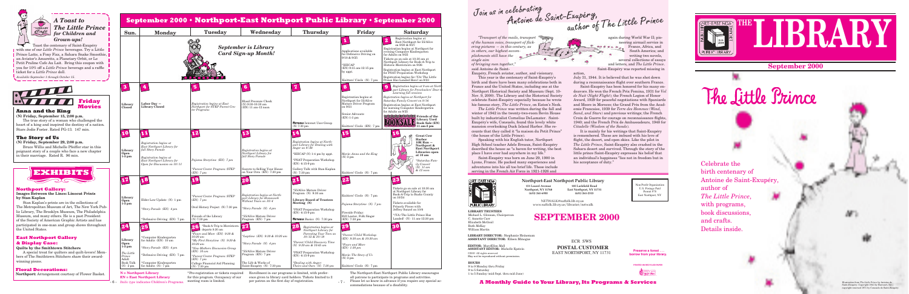# A Toast to The Little Prince for Children and Grown-ups!

Toast the centenary of Saint-Exupéry with one of our *Little Prince* beverages. Try a Little Prince Latte, a Foxy Fizz, a Sahara Snake Smoothie, an Aviator's Amaretto, a Planetary Orbit, or Le Petit Praline Cafe Au Lait. Bring this coupon with you for 10% off a *Little Prince* beverage and a raffle ticket for a *Little Prince* doll.

*Available September 1 through October 15.*

## Friday Movies

### Anna and the King

**(N) Friday, September 15, 2:00 p.m.**

The true story of a woman who challenged the heart of a king and inspired the destiny of a nation. Stars Jodie Foster. Rated PG-13. 147 min.

### The Story of Us

**(N) Friday, September 29, 2:00 p.m.**

Bruce Willis and Michelle Pfeiffer star in this poignant story of a couple who face a new chapter in their marriage. Rated R. 96 min.

## EXHIBITS

### Northport Gallery:

**Images Between the Lines: Linocut Prints by Stan Kaplan**

Stan Kaplan's prints are in the collections of The Metropolitan Museum of Art, The New York Public Library, The Brooklyn Museum, The Philadelphia Museum, and many others. He is a past President of the Society of American Graphic Artists and has participated in one-man and group shows throughout the United States.

### East Northport Gallery & Display Case:

**Quilts by the Smithtown Stitchers**

A special treat for quilters and quilt-lovers! Members of The Smithtown Stitchers share their award-winning pieces.

### Floral Decorations:

**Northport:** Arrangement courtesy of Flower Basket.

# September 2000 • Northport-East Northport Public Library • September 2000

*September is Library Card Sign-up Month!*

| Sun. | Monday | Tuesday | Wednesday | Thursday | Friday | Saturday |
|---|---|---|---|---|---|---|
| | | | | | **1** Applications available for Defensive Driving on 9/18 & 9/25<br>\*HICAP (EN) 9:15 am-12:15 pm by appt.<br>Knitters' Circle (N) 7 pm | **2** Registration begins at East Northport for SibShops on 9/23 & 9/27<br>Registration begins at Northport for evening Computer Kindergarten for Adults on 9/25<br>Tickets go on sale at 10:30 am at Northport Library for Book-A-Trip to Historic Morristown on 9/26<br>Registration begins at East Northport for PSAT Preparation Workshop<br>Registration begins for (YA) The Little Prince Has Landed Here! on 9/23 |
| **3** Library Closed | **4** Labor Day — Library Closed | **5** *Registration begins at East Northport for STEP Parent Center Programs* | **6** Blood Pressure Check (N) 9:30-10:30 am<br>(EN) 11 am-12 noon | **7** | **8** Registration begins at Northport for 55/Alive Mature Driver Program on 9/21<br>Senior Advocate (EN) 1-4 pm<br>Knitters' Circle (EN) 7 pm | **9** *Registration begins at 9 am at Northport Library for Preschoolers' Door to Learning fall sessions*<br>*Registration begins at Northport for Saturday Family Concert on 9/16*<br>Registration begins at East Northport for morning Computer Kindergarten for Adults on 9/25<br>Friends of the Library Used Book Sale (EN) 11 am-3 pm |
| **10** Library Open 1-5 pm | **11** *Registration begins at East Northport for fall Story Parade*<br>*Registration begins at East Northport Library for Open for Discussion on 10/11* | **12** *Pajama Storytime (EN) 7 pm*<br>*\*Parent Center Program: STEP (EN) 7 pm* | **13** *Registration begins at Northport Library for fall Story Parade*<br>Secrets to Selling Your House on Your Own (EN) 7:30 pm | **14** *Registration begins at Northport Library for Dealing with Anger on 9/28*<br>\*HICAP (N) 1-4 pm by appt.<br>\*PSAT Preparation Workshop (EN) 4:15-8 pm<br>Gallery Talk with Stan Kaplan (N) 7:30 pm<br>Nirvana Internet User Group (N) 7:30 pm | **15** *Movie: Anna and the King* (N) 2 pm<br>Knitters' Circle (N) 7 pm | **16** Great Cow Harbor 10K Run — Northport & East Northport Libraries open at 10 am<br>*\*Saturday Family Concert (N) 11 am & 12 noon* |
| **17** Library Open 1-5 pm | **18** Elder Law Update (N) 1 pm<br>*\*Story Parade (EN) 4 pm*<br>\*Defensive Driving (EN) 7 pm | **19** *\*Parent Center Program: STEP (EN) 7 pm*<br>Oral History Project (N) 7:30 pm<br>Friends of the Library (N) 7:30 pm | **20** *Registration begins at Northport Library for Homework Without Tears on 10/4*<br>*\*Story Parade (N) 4 pm*<br>\*55/Alive Mature Driver Program (EN) 7 pm | **21** \*55/Alive Mature Driver Program (N) 9:30 am<br>**Library Board of Trustees Meeting (N)**<br>\*PSAT Preparation Workshop (EN) 4:15-8 pm<br>Nirvana Internet User Group (N) 7:30 pm | **22** Knitters' Circle (N) 7 pm<br>*Pajama Storytime (N) 7 pm*<br>Fireside Friday: Bill Lauter, Folk Singer (EN) 7:30 pm | **23** Tickets go on sale at 10:30 am at Northport Library for Book-A-Trip to Bucks County on 10/24<br>Tickets available for Princely Pieces with Jeffrey Sanzel on 10/6<br>\*(YA) The Little Prince Has Landed! (N) 11 am-12:30 pm |
| **24** Library Open 1-5 pm<br>*The Little Prince* Adult Book Talk (N) 2 pm | **25** \*Computer Kindergarten for Adults (EN) 10 am<br>*\*Story Parade (EN) 4 pm*<br>\*Defensive Driving (EN) 7 pm<br>\*Computer Kindergarten for Adults (N) 7 pm | **26** \*Book-A-Trip to Morristown departs 8:30 am<br>*\*Peace and More (EN) 9:30 & 10:30 am*<br>*\*My First Storytime (N) 9:30 & 10:30 am*<br>*\*New Mothers Discussion Group (EN) 10 am*<br>*\*Parent Center Program: STEP (EN) 7 pm*<br>College Financial Aid Planning (N) 7:30 pm | **27** *\*Laptime (EN) 9:30 & 10:30 am*<br>*\*Story Parade (N) 4 pm*<br>\*55/Alive Mature Driver Program (EN) 7 pm<br>The Life & Works of Saint-Exupéry (N) 7:30 pm | **28** *Registration begins at Northport Library for Parenting Your Teen on 10/12 & 10/19*<br>*\*Parent/Child Discovery Time (N) 9:30 am & 10:45 am*<br>\*PSAT Preparation Workshop (EN) 4:15-8 pm<br>*\*Dealing with Anger: Teens and Ours (N) 7:30 pm* | **29** *\*Parent/Child Workshop (EN) 9:30 am & 10:30 am*<br>*\*Peace and More (EN) 1:30 pm*<br>*Movie: The Story of Us* (N) 2 pm<br>Knitters' Circle (N) 7 pm | **30** |

**N = Northport Library**
**EN = East Northport Library**
*Italic type* indicates Children's Programs.

\*Pre-registration or tickets required for this program. Occupancy of our meeting room is limited.

Enrollment in our programs is limited, with preference given to library card holders. Tickets limited to 2 per patron on the first day of registration.

The Northport-East Northport Public Library welcomes all patrons to participate in its programs and activities. Please let us know in advance if you require any special accommodations because of a disability.

# Join us in celebrating Antoine de Saint-Exupéry, author of The Little Prince

"*Transport of the mails, transport of the human voice, transport of flickering pictures — in this century, as in others, our highest accomplishments still have the single aim of bringing men together,*" said Antoine de Saint-Exupéry, French aviator, author, and visionary.

This year is the centenary of Saint-Exupéry's birth and there have been many celebrations both in France and the United States, including one at the Northport Historical Society and Museum (Sept. 10-Nov. 9, 2000). The Library and the Historical Society celebrate Saint-Exupéry especially because he wrote his famous story, *The Little Prince*, on Eaton's Neck.

*The Little Prince* was written during the fall and winter of 1942 in the twenty-two-room Bevin House built by industrialist Cornelius DeLamater. Saint-Exupéry's wife, Consuelo, found this lovely white mansion overlooking Duck Island Harbor. She recounts that they called it "la maison du Petit Prince" (the house of the Little Prince).

Speaking with his English tutor, Northport High School teacher Adele Breaux, Saint-Exupéry described the house as "a haven for writing, the best place I have ever had anywhere in my life."

Saint-Exupéry was born on June 29, 1900 in Lyons, France. He packed many experiences and adventures into his all too brief life. These include serving in the French Air Force in 1921-1926 and again during World War II; pioneering airmail service in France, Africa, and South America; and writing two novels, several collections of essays and letters, and *The Little Prince*. Saint-Exupéry was reported missing in action, July 31, 1944. It is believed that he was shot down during a reconnaissance flight over southern France.

Saint-Exupéry has been honored for his many endeavors. He won the French Prix Femina, 1931 for *Vol de Nuit (Night Flight)*; the French Legion of Honor Award, 1929 for peaceful negotiations with Spaniards and Moors in Morocco; the Grand Prix from the Academie Francaise, 1939 for *Terre des Hommes (Wind, Sand, and Stars)* and previous writings; the French Croix de Guerre for courage on reconnaissance flights, 1940; and the French Prix de Ambassadeurs, 1948 for *Citadelle (Wisdom of the Sands)*.

It is mainly for his writings that Saint-Exupéry is remembered. These are imbued with his love of flight, the desert, and open skies. Like the pilot in *The Little Prince*, Saint-Exupéry also crashed in the Sahara desert and survived. Through the story of the little prince Saint-Exupéry expresses his belief that an individual's happiness "lies not in freedom but in his acceptance of duty."

**Northport-East Northport Public Library**

151 Laurel Avenue, Northport, NY 11768, (631) 261-6930
185 Larkfield Road, East Northport, NY 11731, (631) 261-2313

NETMAIL@suffolk.lib.ny.us
www.suffolk.lib.ny.us/libraries/netmail

Non-Profit Organization
U.S. Postage Paid
Permit #79
East Northport, NY

# SEPTEMBER 2000

**LIBRARY TRUSTEES**
Michael L. Glennon, Chairperson
C. Annette Carr
Elizabeth McDaid
Ruth McKay
William Martin

**LIBRARY DIRECTOR:** Stephanie Heineman
**ASSISTANT DIRECTOR:** Eileen Minogue

**EDITOR:** MaryEllen Mall
**ASSISTANT EDITOR:** Michelle Epstein

©2000. All rights reserved.
May not be reproduced without permission.

**HOURS**
9 to 9 Monday thru Friday
9 to 5 Saturday
1 to 5 Sunday (mid Sept. thru mid June)

ECR SWS
**POSTAL CUSTOMER**
EAST NORTHPORT, NY 11731

**Preserve a forest . . . borrow from your library.**

PRINTED ON RECYCLED PAPER

## A Monthly Guide to Your Library, Its Programs & Services

# THE LIBRARY

**September 2000**

# The Little Prince

Celebrate the birth centenary of Antoine de Saint-Exupéry, author of *The Little Prince*, with programs, book discussions, and crafts. Details inside.

Illustration from *The Little Prince* by Antoine de Saint-Exupéry. Copyright 1943 by Harcourt, Inc. copyright renewed 1971 by Consuelo de Saint-Exupéry.